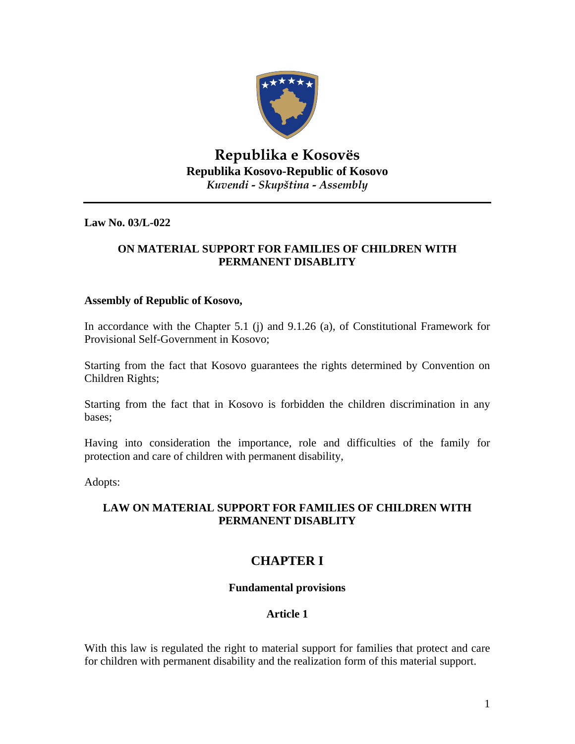# Republika e Kosovës

**Republika Kosovo-Republic of Kosovo**

*Kuvendi - Skupština - Assembly*

---

**Law No. 03/L-022**

**ON MATERIAL SUPPORT FOR FAMILIES OF CHILDREN WITH PERMANENT DISABLITY**

**Assembly of Republic of Kosovo,**

In accordance with the Chapter 5.1 (j) and 9.1.26 (a), of Constitutional Framework for Provisional Self-Government in Kosovo;

Starting from the fact that Kosovo guarantees the rights determined by Convention on Children Rights;

Starting from the fact that in Kosovo is forbidden the children discrimination in any bases;

Having into consideration the importance, role and difficulties of the family for protection and care of children with permanent disability,

Adopts:

**LAW ON MATERIAL SUPPORT FOR FAMILIES OF CHILDREN WITH PERMANENT DISABLITY**

## CHAPTER I

### Fundamental provisions

#### Article 1

With this law is regulated the right to material support for families that protect and care for children with permanent disability and the realization form of this material support.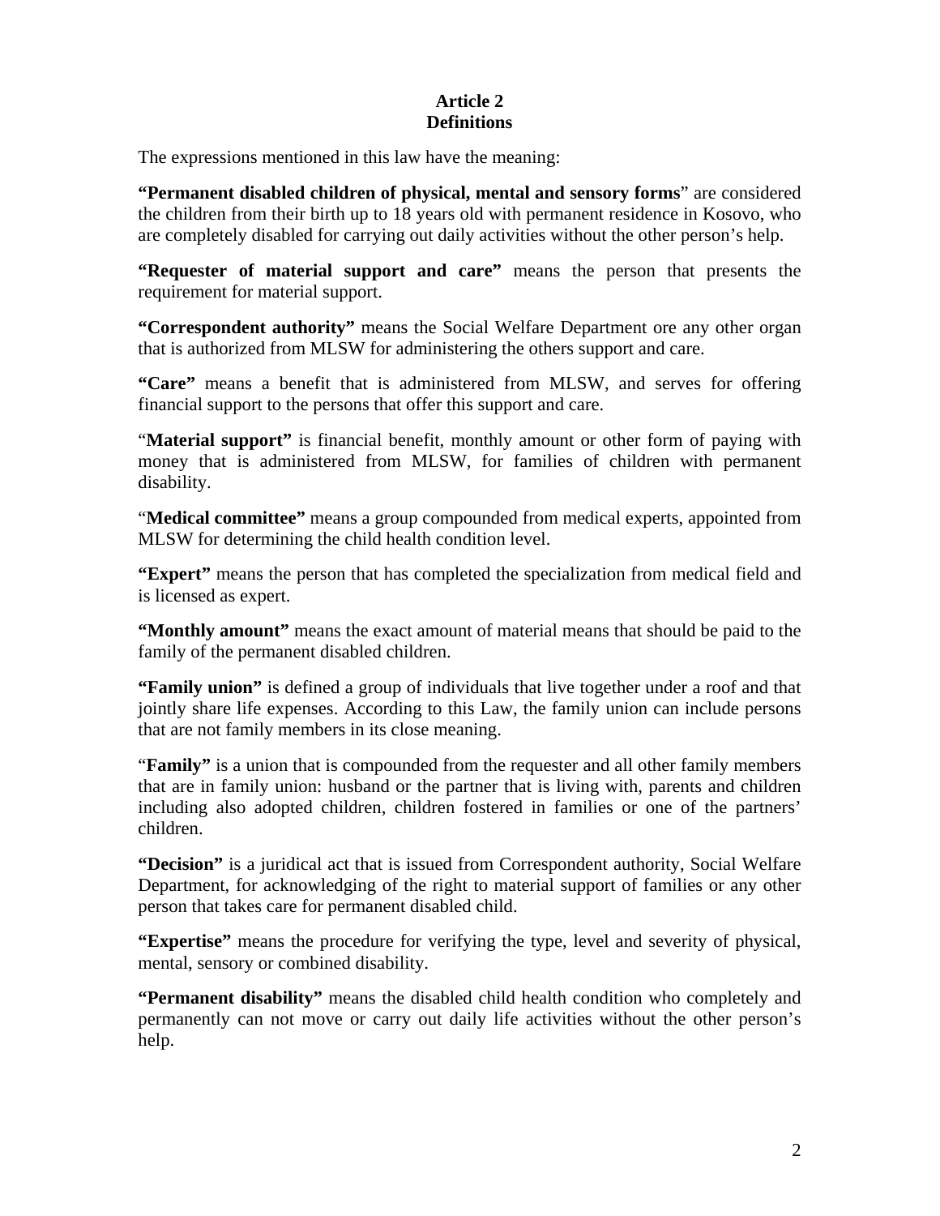## Article 2
## Definitions

The expressions mentioned in this law have the meaning:

**"Permanent disabled children of physical, mental and sensory forms**" are considered the children from their birth up to 18 years old with permanent residence in Kosovo, who are completely disabled for carrying out daily activities without the other person's help.

**"Requester of material support and care"** means the person that presents the requirement for material support.

**"Correspondent authority"** means the Social Welfare Department ore any other organ that is authorized from MLSW for administering the others support and care.

**"Care"** means a benefit that is administered from MLSW, and serves for offering financial support to the persons that offer this support and care.

"**Material support"** is financial benefit, monthly amount or other form of paying with money that is administered from MLSW, for families of children with permanent disability.

"**Medical committee"** means a group compounded from medical experts, appointed from MLSW for determining the child health condition level.

**"Expert"** means the person that has completed the specialization from medical field and is licensed as expert.

**"Monthly amount"** means the exact amount of material means that should be paid to the family of the permanent disabled children.

**"Family union"** is defined a group of individuals that live together under a roof and that jointly share life expenses. According to this Law, the family union can include persons that are not family members in its close meaning.

"**Family"** is a union that is compounded from the requester and all other family members that are in family union: husband or the partner that is living with, parents and children including also adopted children, children fostered in families or one of the partners' children.

**"Decision"** is a juridical act that is issued from Correspondent authority, Social Welfare Department, for acknowledging of the right to material support of families or any other person that takes care for permanent disabled child.

**"Expertise"** means the procedure for verifying the type, level and severity of physical, mental, sensory or combined disability.

**"Permanent disability"** means the disabled child health condition who completely and permanently can not move or carry out daily life activities without the other person's help.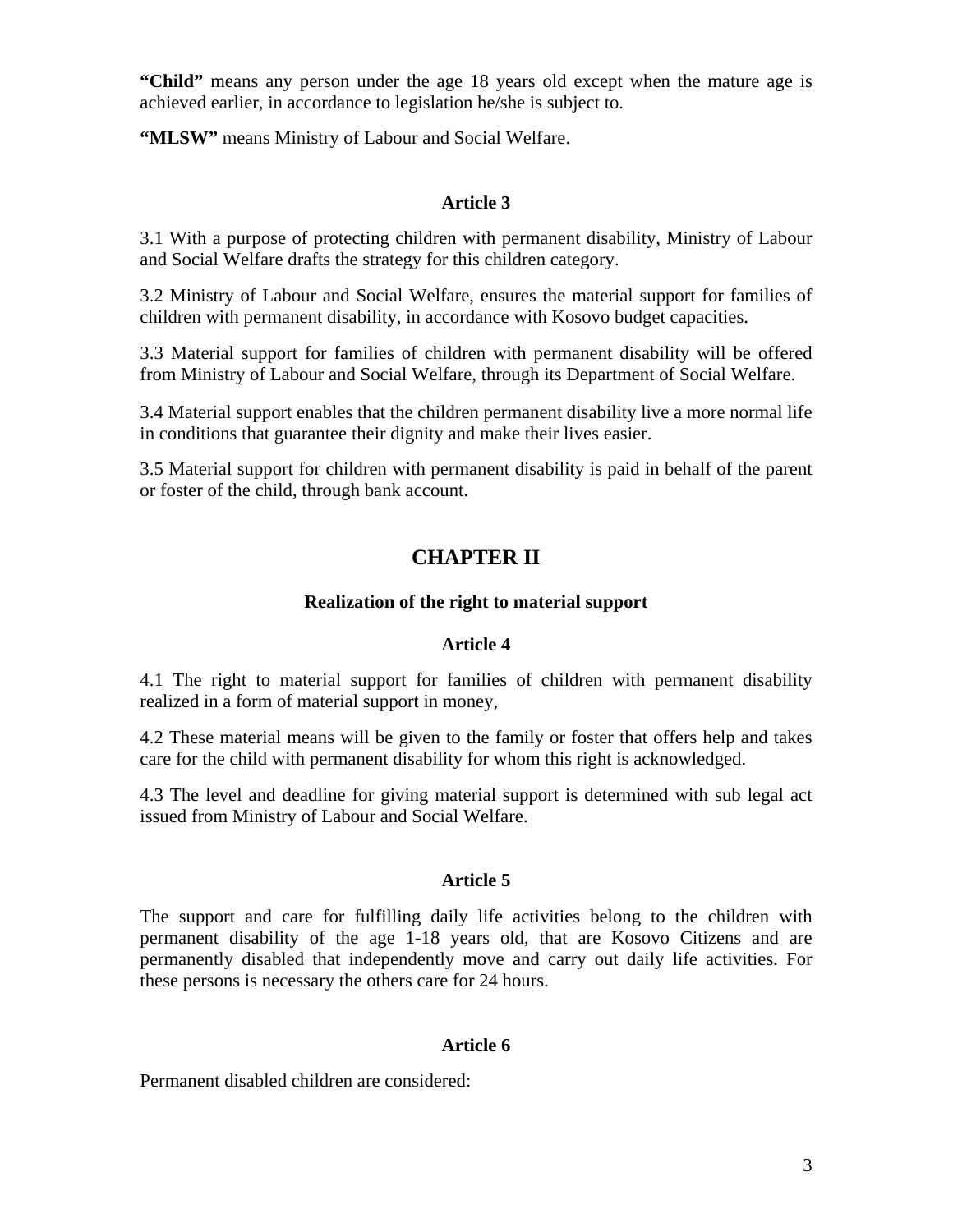**"Child"** means any person under the age 18 years old except when the mature age is achieved earlier, in accordance to legislation he/she is subject to.

**"MLSW"** means Ministry of Labour and Social Welfare.

**Article 3**

3.1 With a purpose of protecting children with permanent disability, Ministry of Labour and Social Welfare drafts the strategy for this children category.

3.2 Ministry of Labour and Social Welfare, ensures the material support for families of children with permanent disability, in accordance with Kosovo budget capacities.

3.3 Material support for families of children with permanent disability will be offered from Ministry of Labour and Social Welfare, through its Department of Social Welfare.

3.4 Material support enables that the children permanent disability live a more normal life in conditions that guarantee their dignity and make their lives easier.

3.5 Material support for children with permanent disability is paid in behalf of the parent or foster of the child, through bank account.

## CHAPTER II

**Realization of the right to material support**

**Article 4**

4.1 The right to material support for families of children with permanent disability realized in a form of material support in money,

4.2 These material means will be given to the family or foster that offers help and takes care for the child with permanent disability for whom this right is acknowledged.

4.3 The level and deadline for giving material support is determined with sub legal act issued from Ministry of Labour and Social Welfare.

**Article 5**

The support and care for fulfilling daily life activities belong to the children with permanent disability of the age 1-18 years old, that are Kosovo Citizens and are permanently disabled that independently move and carry out daily life activities. For these persons is necessary the others care for 24 hours.

**Article 6**

Permanent disabled children are considered: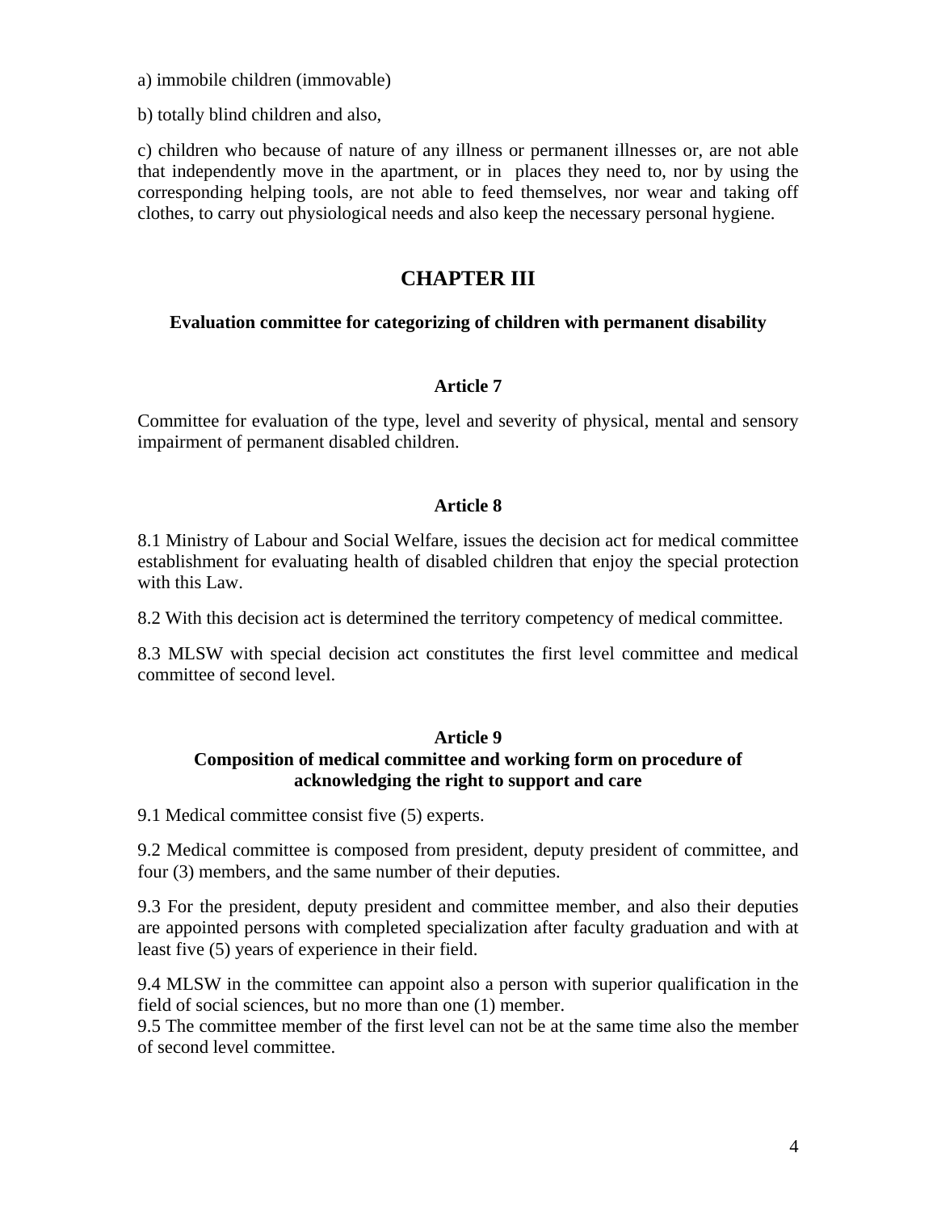a) immobile children (immovable)

b) totally blind children and also,

c) children who because of nature of any illness or permanent illnesses or, are not able that independently move in the apartment, or in places they need to, nor by using the corresponding helping tools, are not able to feed themselves, nor wear and taking off clothes, to carry out physiological needs and also keep the necessary personal hygiene.

## CHAPTER III

**Evaluation committee for categorizing of children with permanent disability**

### Article 7

Committee for evaluation of the type, level and severity of physical, mental and sensory impairment of permanent disabled children.

### Article 8

8.1 Ministry of Labour and Social Welfare, issues the decision act for medical committee establishment for evaluating health of disabled children that enjoy the special protection with this Law.

8.2 With this decision act is determined the territory competency of medical committee.

8.3 MLSW with special decision act constitutes the first level committee and medical committee of second level.

### Article 9

**Composition of medical committee and working form on procedure of acknowledging the right to support and care**

9.1 Medical committee consist five (5) experts.

9.2 Medical committee is composed from president, deputy president of committee, and four (3) members, and the same number of their deputies.

9.3 For the president, deputy president and committee member, and also their deputies are appointed persons with completed specialization after faculty graduation and with at least five (5) years of experience in their field.

9.4 MLSW in the committee can appoint also a person with superior qualification in the field of social sciences, but no more than one (1) member.

9.5 The committee member of the first level can not be at the same time also the member of second level committee.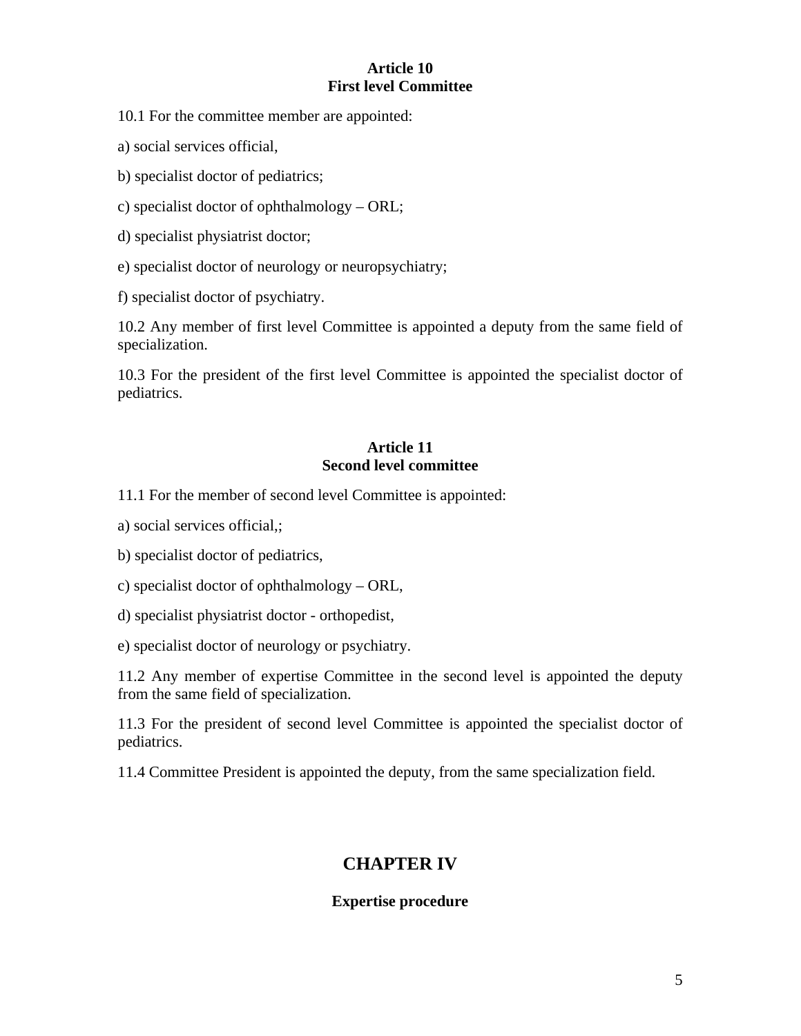### Article 10
### First level Committee

10.1 For the committee member are appointed:

a) social services official,

b) specialist doctor of pediatrics;

c) specialist doctor of ophthalmology – ORL;

d) specialist physiatrist doctor;

e) specialist doctor of neurology or neuropsychiatry;

f) specialist doctor of psychiatry.

10.2 Any member of first level Committee is appointed a deputy from the same field of specialization.

10.3 For the president of the first level Committee is appointed the specialist doctor of pediatrics.

### Article 11
### Second level committee

11.1 For the member of second level Committee is appointed:

a) social services official,;

b) specialist doctor of pediatrics,

c) specialist doctor of ophthalmology – ORL,

d) specialist physiatrist doctor - orthopedist,

e) specialist doctor of neurology or psychiatry.

11.2 Any member of expertise Committee in the second level is appointed the deputy from the same field of specialization.

11.3 For the president of second level Committee is appointed the specialist doctor of pediatrics.

11.4 Committee President is appointed the deputy, from the same specialization field.

## CHAPTER IV

### Expertise procedure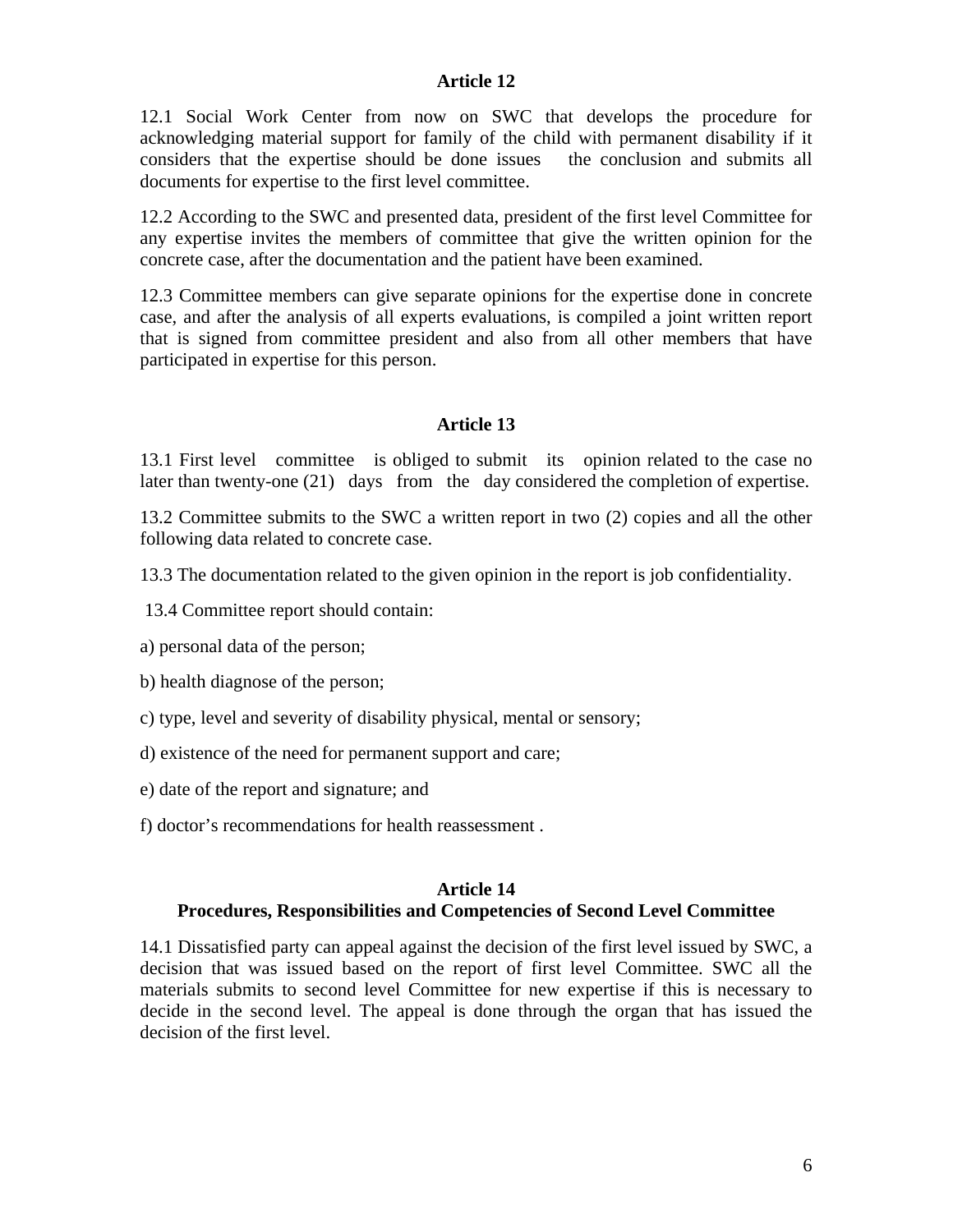**Article 12**

12.1 Social Work Center from now on SWC that develops the procedure for acknowledging material support for family of the child with permanent disability if it considers that the expertise should be done issues the conclusion and submits all documents for expertise to the first level committee.

12.2 According to the SWC and presented data, president of the first level Committee for any expertise invites the members of committee that give the written opinion for the concrete case, after the documentation and the patient have been examined.

12.3 Committee members can give separate opinions for the expertise done in concrete case, and after the analysis of all experts evaluations, is compiled a joint written report that is signed from committee president and also from all other members that have participated in expertise for this person.

**Article 13**

13.1 First level committee is obliged to submit its opinion related to the case no later than twenty-one (21) days from the day considered the completion of expertise.

13.2 Committee submits to the SWC a written report in two (2) copies and all the other following data related to concrete case.

13.3 The documentation related to the given opinion in the report is job confidentiality.

13.4 Committee report should contain:

a) personal data of the person;

b) health diagnose of the person;

c) type, level and severity of disability physical, mental or sensory;

d) existence of the need for permanent support and care;

e) date of the report and signature; and

f) doctor's recommendations for health reassessment .

**Article 14**
**Procedures, Responsibilities and Competencies of Second Level Committee**

14.1 Dissatisfied party can appeal against the decision of the first level issued by SWC, a decision that was issued based on the report of first level Committee. SWC all the materials submits to second level Committee for new expertise if this is necessary to decide in the second level. The appeal is done through the organ that has issued the decision of the first level.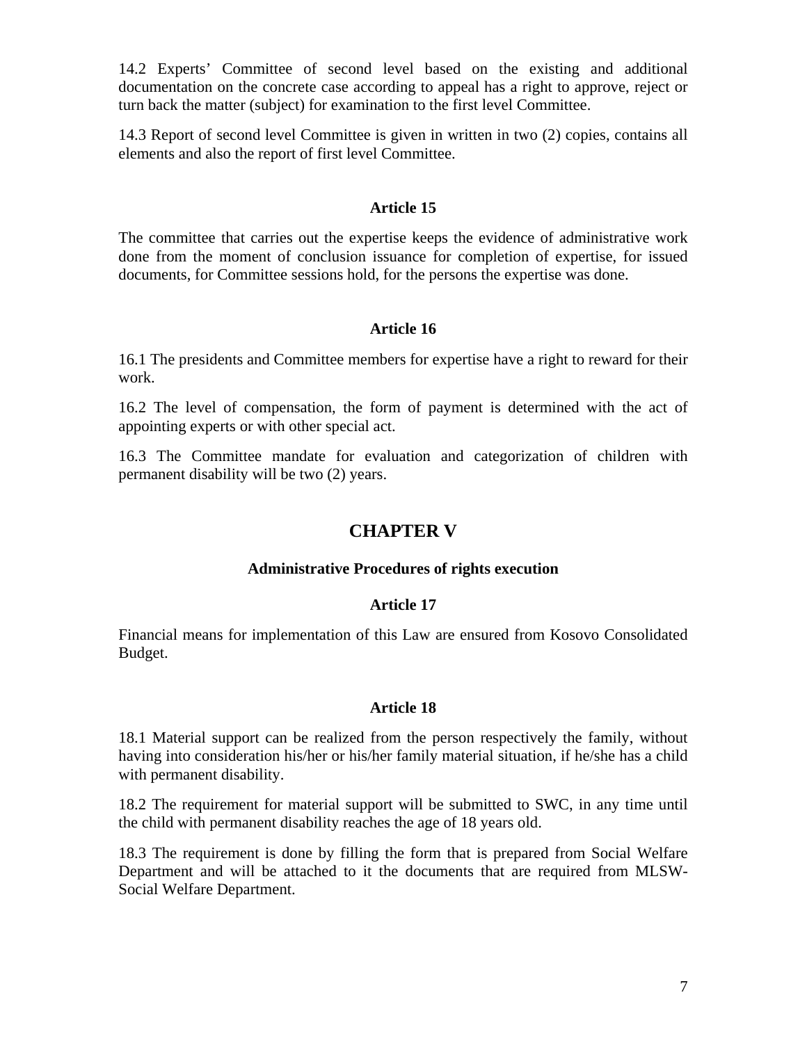14.2 Experts' Committee of second level based on the existing and additional documentation on the concrete case according to appeal has a right to approve, reject or turn back the matter (subject) for examination to the first level Committee.

14.3 Report of second level Committee is given in written in two (2) copies, contains all elements and also the report of first level Committee.

**Article 15**

The committee that carries out the expertise keeps the evidence of administrative work done from the moment of conclusion issuance for completion of expertise, for issued documents, for Committee sessions hold, for the persons the expertise was done.

**Article 16**

16.1 The presidents and Committee members for expertise have a right to reward for their work.

16.2 The level of compensation, the form of payment is determined with the act of appointing experts or with other special act.

16.3 The Committee mandate for evaluation and categorization of children with permanent disability will be two (2) years.

## CHAPTER V

**Administrative Procedures of rights execution**

**Article 17**

Financial means for implementation of this Law are ensured from Kosovo Consolidated Budget.

**Article 18**

18.1 Material support can be realized from the person respectively the family, without having into consideration his/her or his/her family material situation, if he/she has a child with permanent disability.

18.2 The requirement for material support will be submitted to SWC, in any time until the child with permanent disability reaches the age of 18 years old.

18.3 The requirement is done by filling the form that is prepared from Social Welfare Department and will be attached to it the documents that are required from MLSW-Social Welfare Department.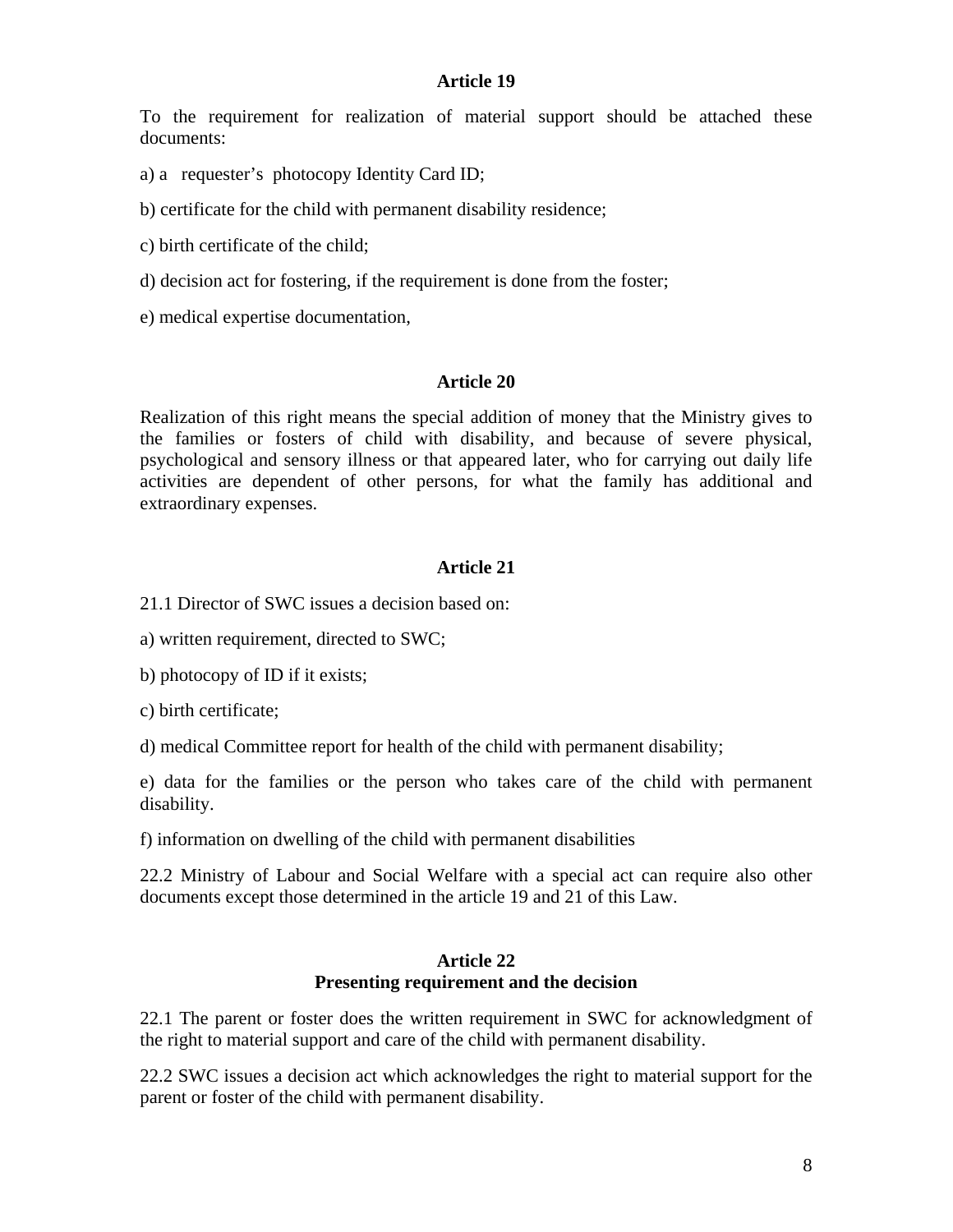**Article 19**

To the requirement for realization of material support should be attached these documents:

a) a requester's photocopy Identity Card ID;

b) certificate for the child with permanent disability residence;

c) birth certificate of the child;

d) decision act for fostering, if the requirement is done from the foster;

e) medical expertise documentation,

**Article 20**

Realization of this right means the special addition of money that the Ministry gives to the families or fosters of child with disability, and because of severe physical, psychological and sensory illness or that appeared later, who for carrying out daily life activities are dependent of other persons, for what the family has additional and extraordinary expenses.

**Article 21**

21.1 Director of SWC issues a decision based on:

a) written requirement, directed to SWC;

b) photocopy of ID if it exists;

c) birth certificate;

d) medical Committee report for health of the child with permanent disability;

e) data for the families or the person who takes care of the child with permanent disability.

f) information on dwelling of the child with permanent disabilities

22.2 Ministry of Labour and Social Welfare with a special act can require also other documents except those determined in the article 19 and 21 of this Law.

**Article 22**
**Presenting requirement and the decision**

22.1 The parent or foster does the written requirement in SWC for acknowledgment of the right to material support and care of the child with permanent disability.

22.2 SWC issues a decision act which acknowledges the right to material support for the parent or foster of the child with permanent disability.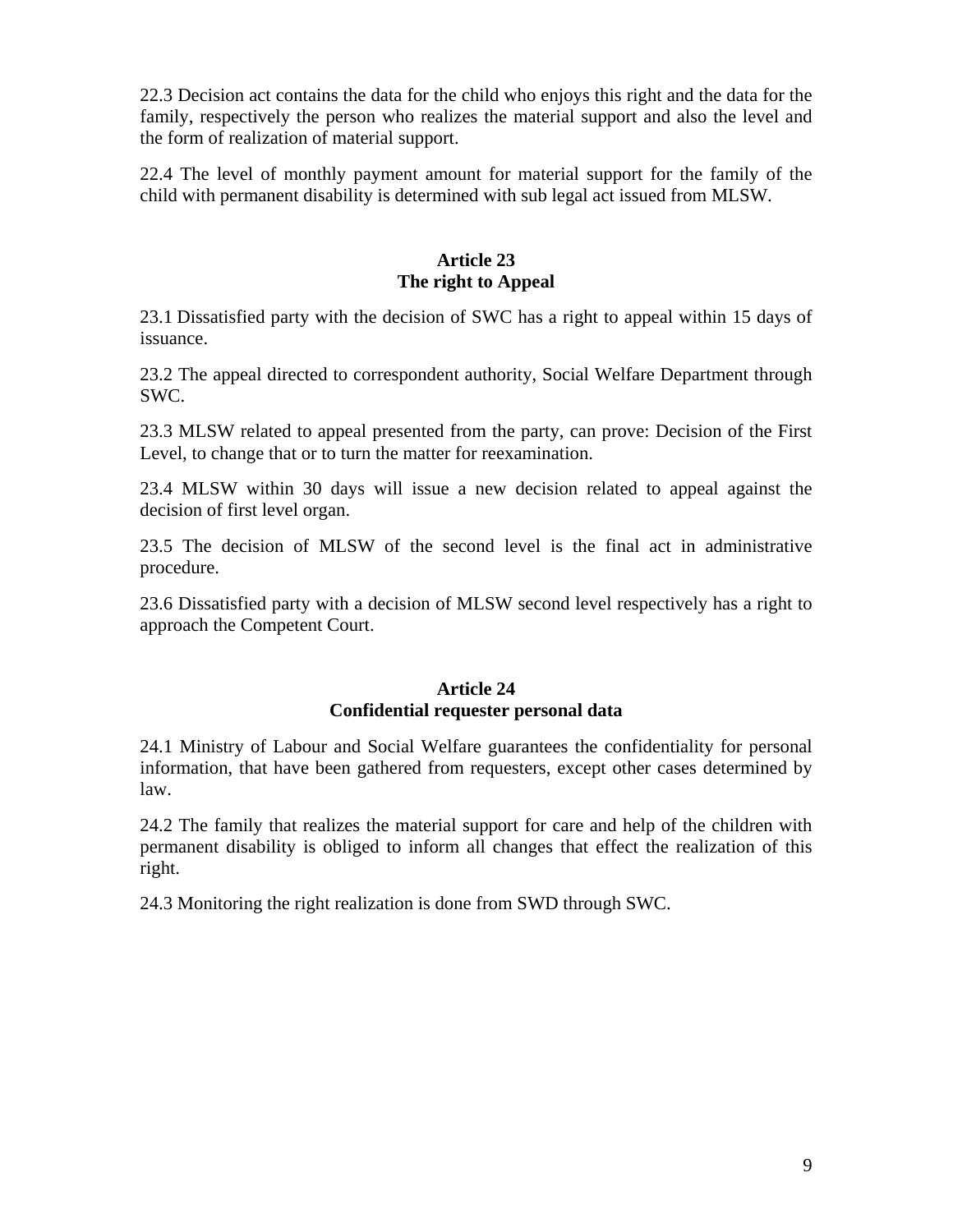22.3 Decision act contains the data for the child who enjoys this right and the data for the family, respectively the person who realizes the material support and also the level and the form of realization of material support.

22.4 The level of monthly payment amount for material support for the family of the child with permanent disability is determined with sub legal act issued from MLSW.

### Article 23
### The right to Appeal

23.1 Dissatisfied party with the decision of SWC has a right to appeal within 15 days of issuance.

23.2 The appeal directed to correspondent authority, Social Welfare Department through SWC.

23.3 MLSW related to appeal presented from the party, can prove: Decision of the First Level, to change that or to turn the matter for reexamination.

23.4 MLSW within 30 days will issue a new decision related to appeal against the decision of first level organ.

23.5 The decision of MLSW of the second level is the final act in administrative procedure.

23.6 Dissatisfied party with a decision of MLSW second level respectively has a right to approach the Competent Court.

### Article 24
### Confidential requester personal data

24.1 Ministry of Labour and Social Welfare guarantees the confidentiality for personal information, that have been gathered from requesters, except other cases determined by law.

24.2 The family that realizes the material support for care and help of the children with permanent disability is obliged to inform all changes that effect the realization of this right.

24.3 Monitoring the right realization is done from SWD through SWC.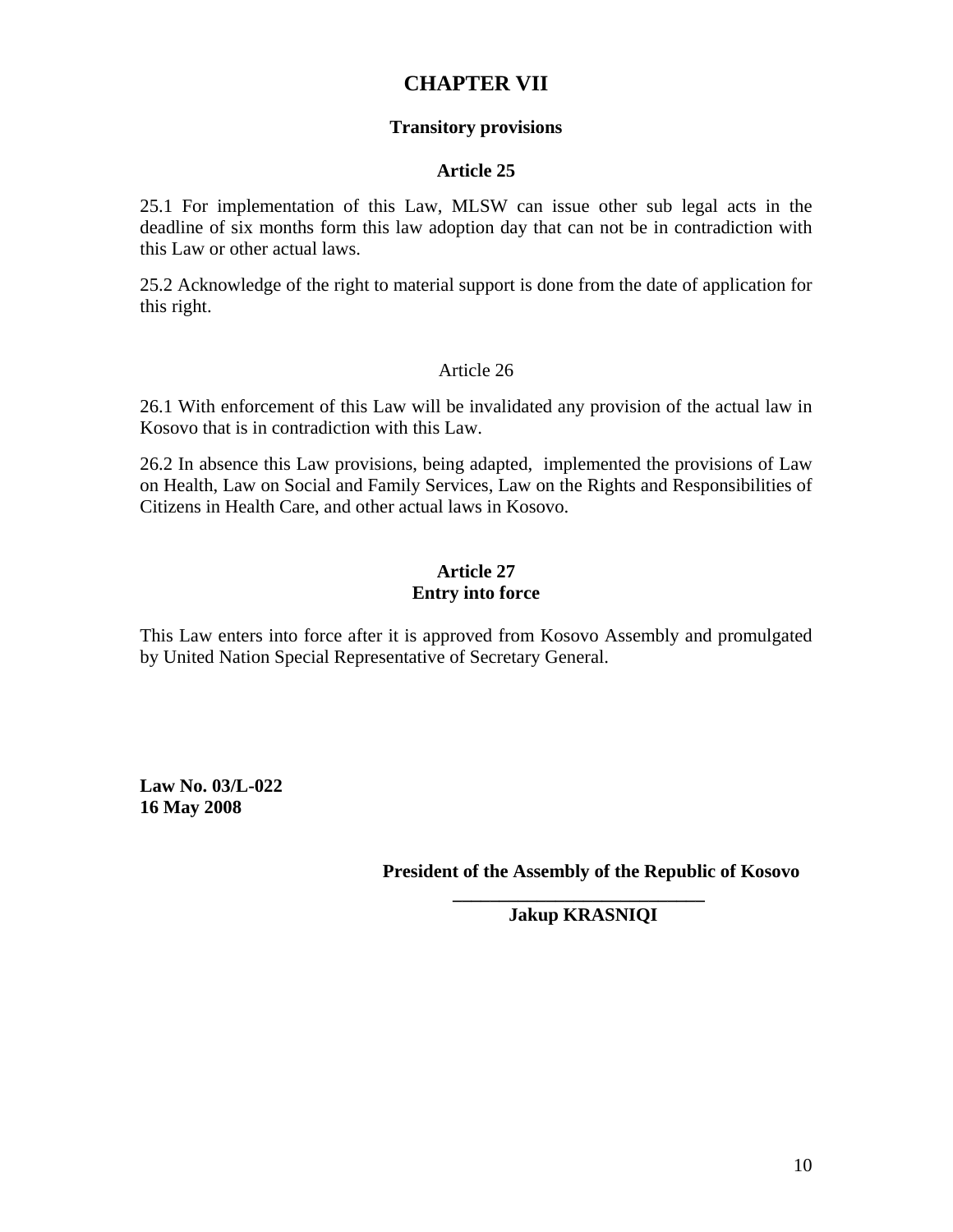# CHAPTER VII

## Transitory provisions

### Article 25

25.1 For implementation of this Law, MLSW can issue other sub legal acts in the deadline of six months form this law adoption day that can not be in contradiction with this Law or other actual laws.

25.2 Acknowledge of the right to material support is done from the date of application for this right.

### Article 26

26.1 With enforcement of this Law will be invalidated any provision of the actual law in Kosovo that is in contradiction with this Law.

26.2 In absence this Law provisions, being adapted, implemented the provisions of Law on Health, Law on Social and Family Services, Law on the Rights and Responsibilities of Citizens in Health Care, and other actual laws in Kosovo.

### Article 27
### Entry into force

This Law enters into force after it is approved from Kosovo Assembly and promulgated by United Nation Special Representative of Secretary General.

**Law No. 03/L-022**
**16 May 2008**

**President of the Assembly of the Republic of Kosovo**

**___________________________**

**Jakup KRASNIQI**